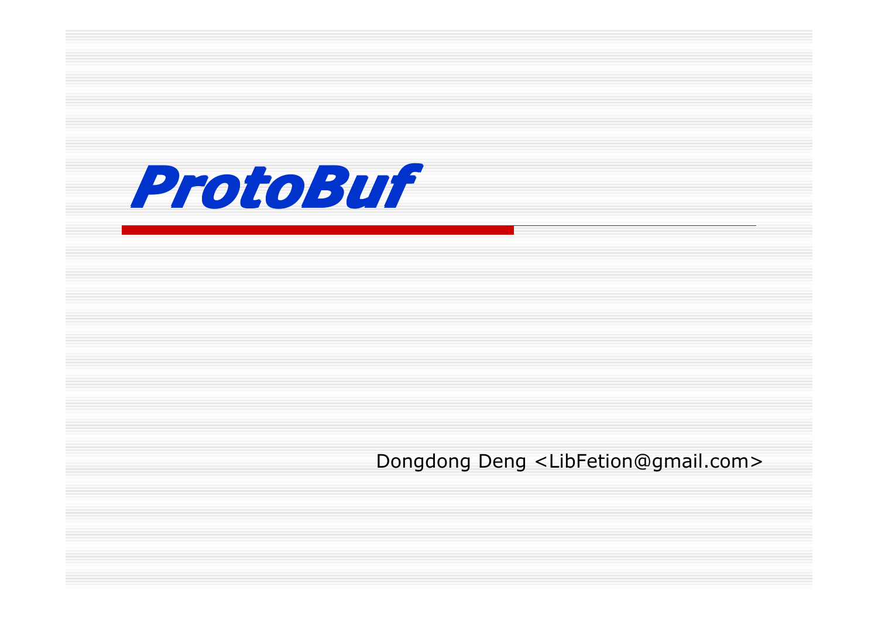# ProtoBuf

Dongdong Deng <LibFetion@gmail.com>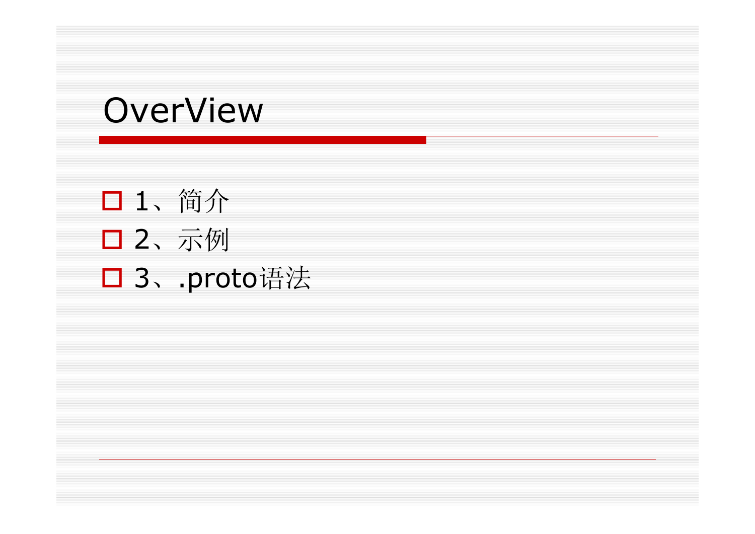# OverView

- 1、简介
- 2、示例
- 3、.proto语法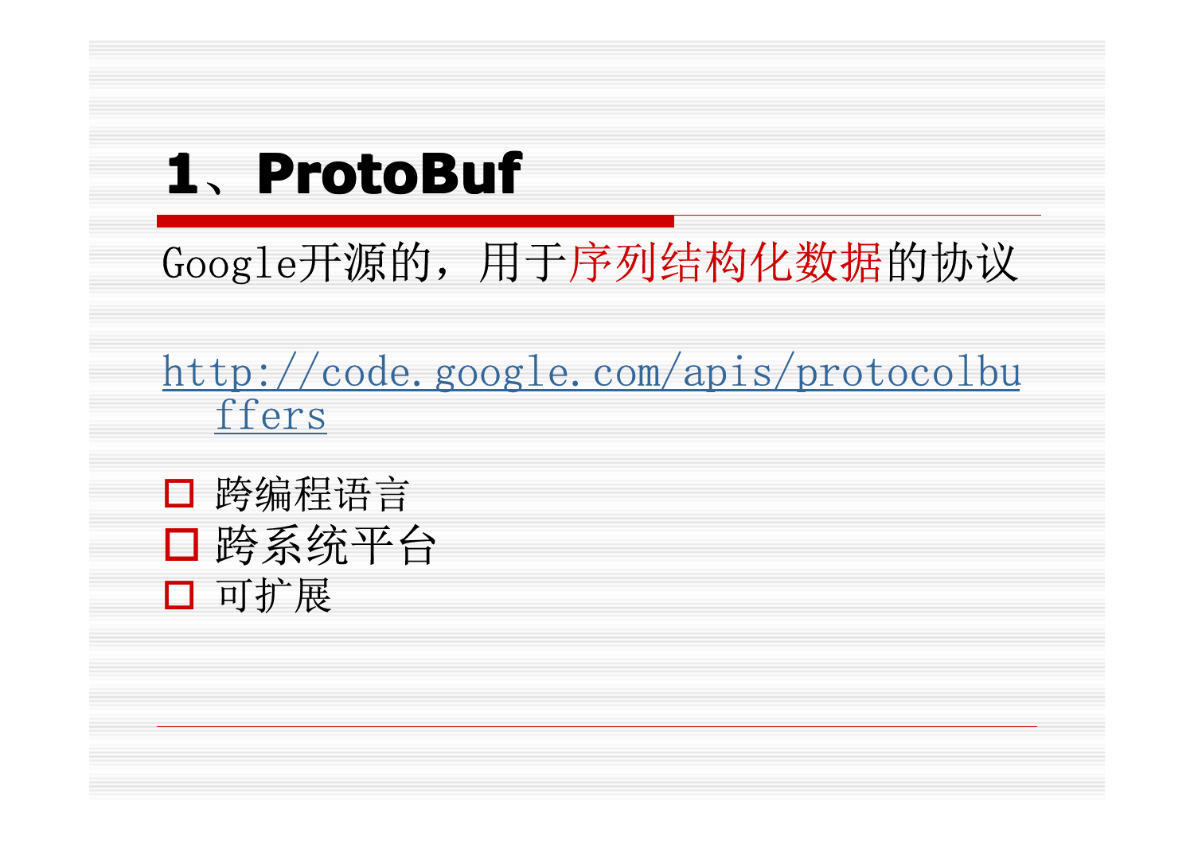# 1、ProtoBuf

Google开源的，用于序列结构化数据的协议

http://code.google.com/apis/protocolbuffers

- 跨编程语言
- 跨系统平台
- 可扩展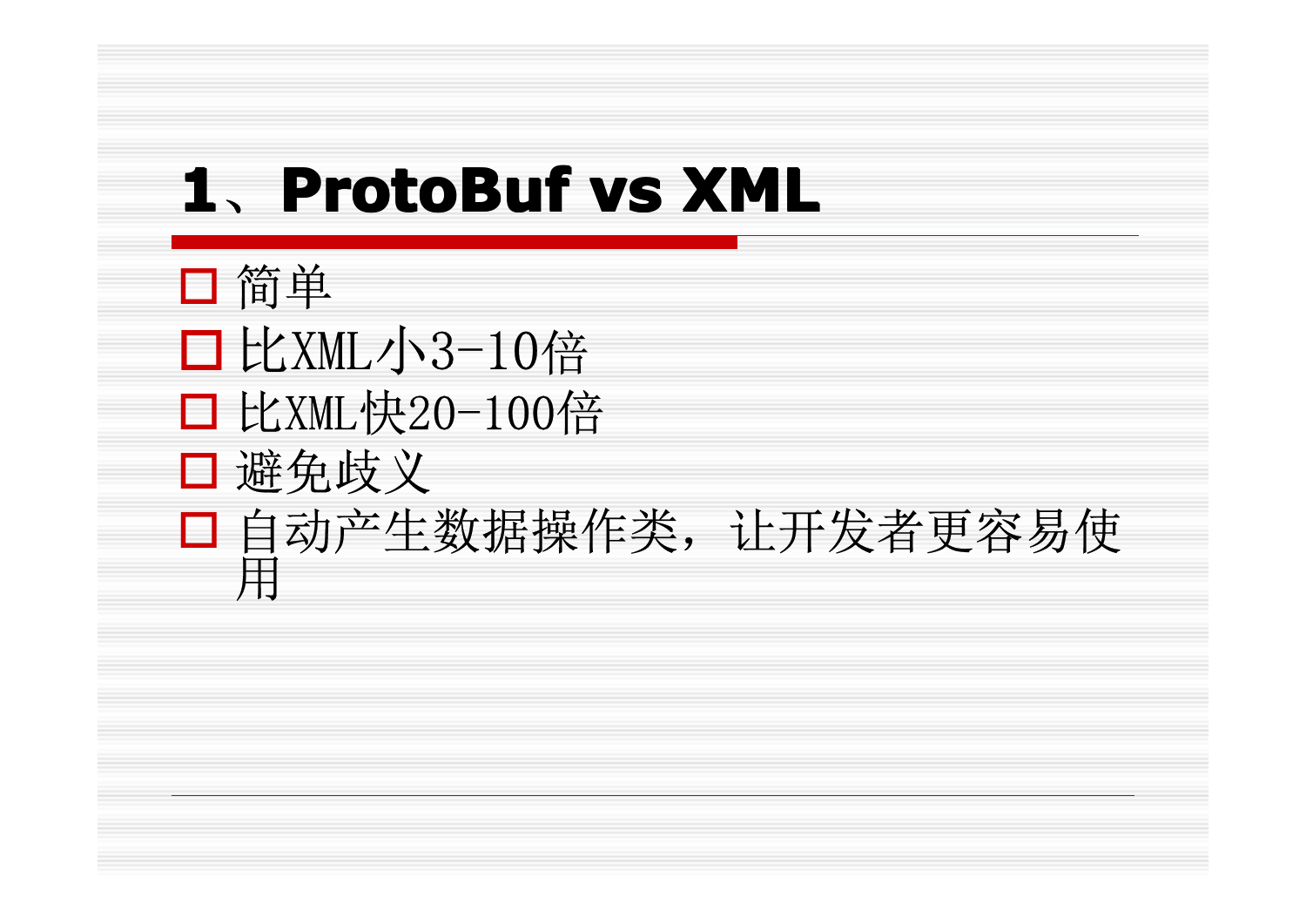# 1、ProtoBuf vs XML

- 简单
- 比XML小3-10倍
- 比XML快20-100倍
- 避免歧义
- 自动产生数据操作类，让开发者更容易使用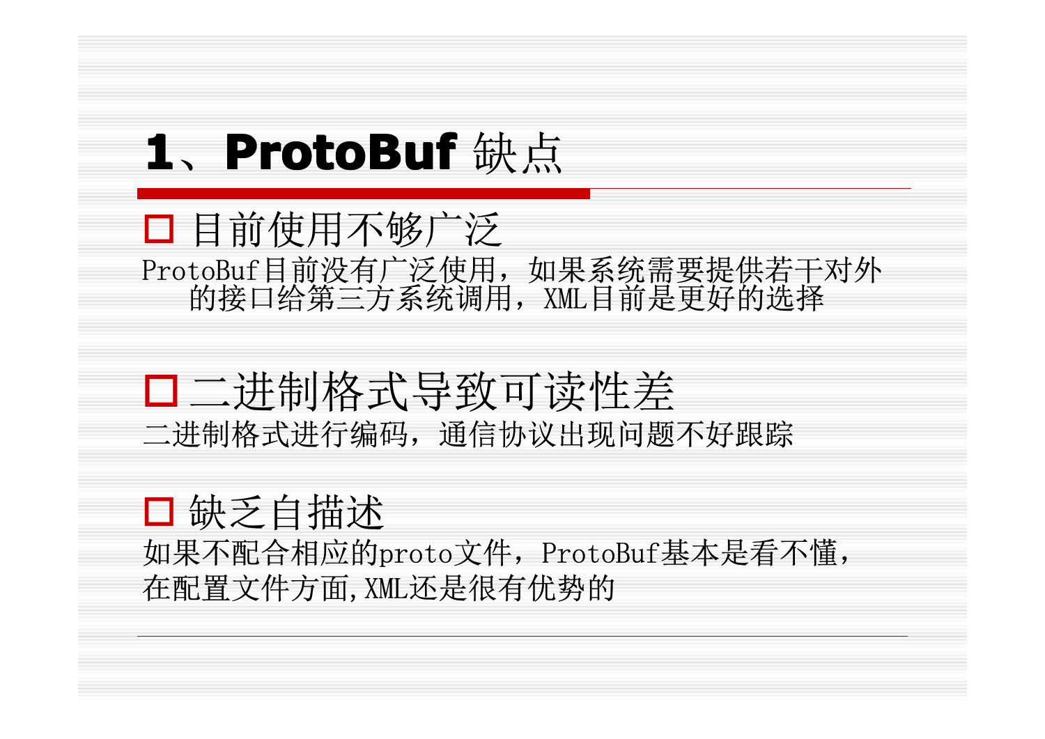# 1、ProtoBuf 缺点

- 目前使用不够广泛

ProtoBuf目前没有广泛使用，如果系统需要提供若干对外的接口给第三方系统调用，XML目前是更好的选择

- 二进制格式导致可读性差

二进制格式进行编码，通信协议出现问题不好跟踪

- 缺乏自描述

如果不配合相应的proto文件，ProtoBuf基本是看不懂，在配置文件方面,XML还是很有优势的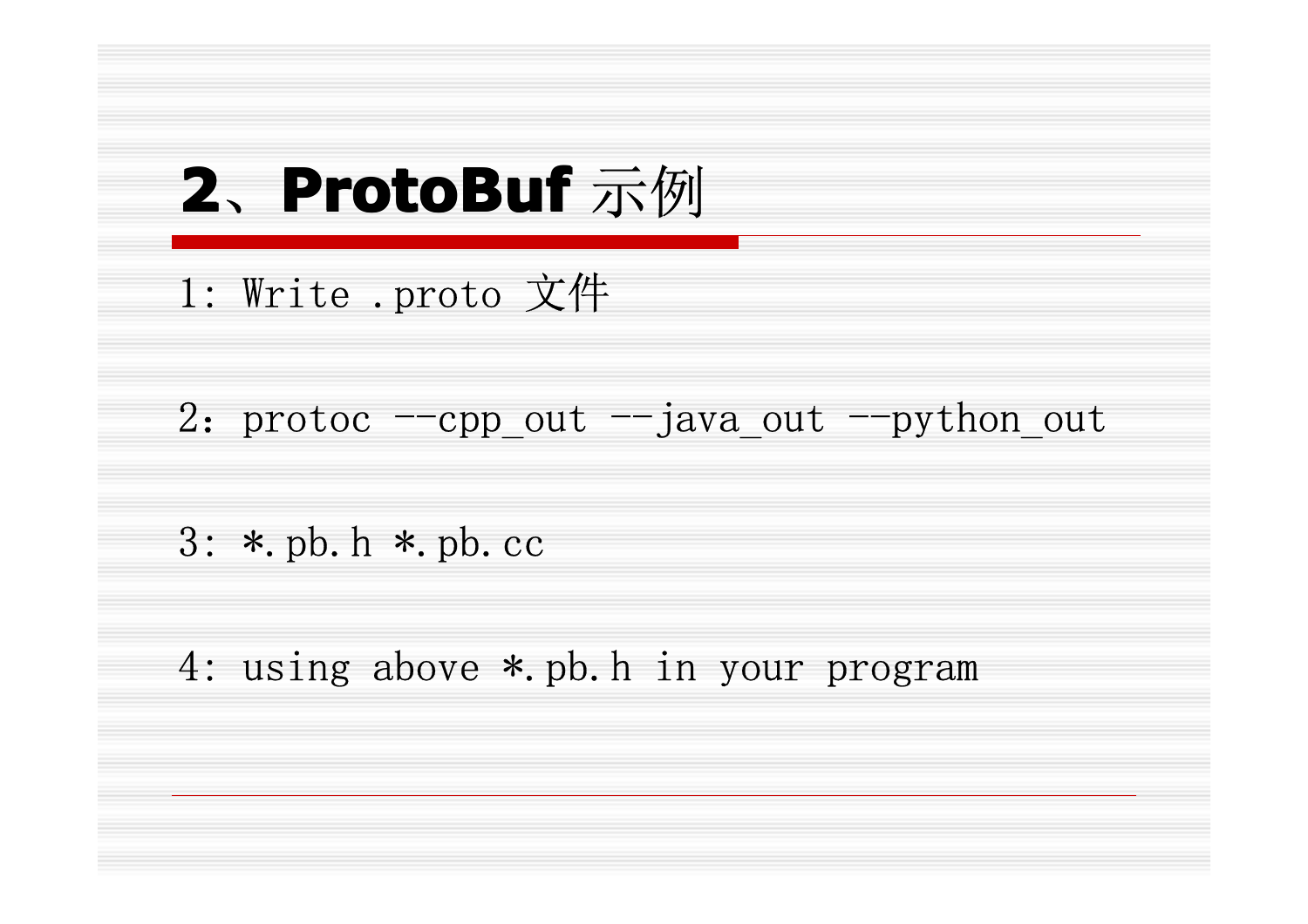# 2、ProtoBuf 示例

1: Write .proto 文件

2：protoc --cpp_out --java_out --python_out

3: *.pb.h *.pb.cc

4: using above *.pb.h in your program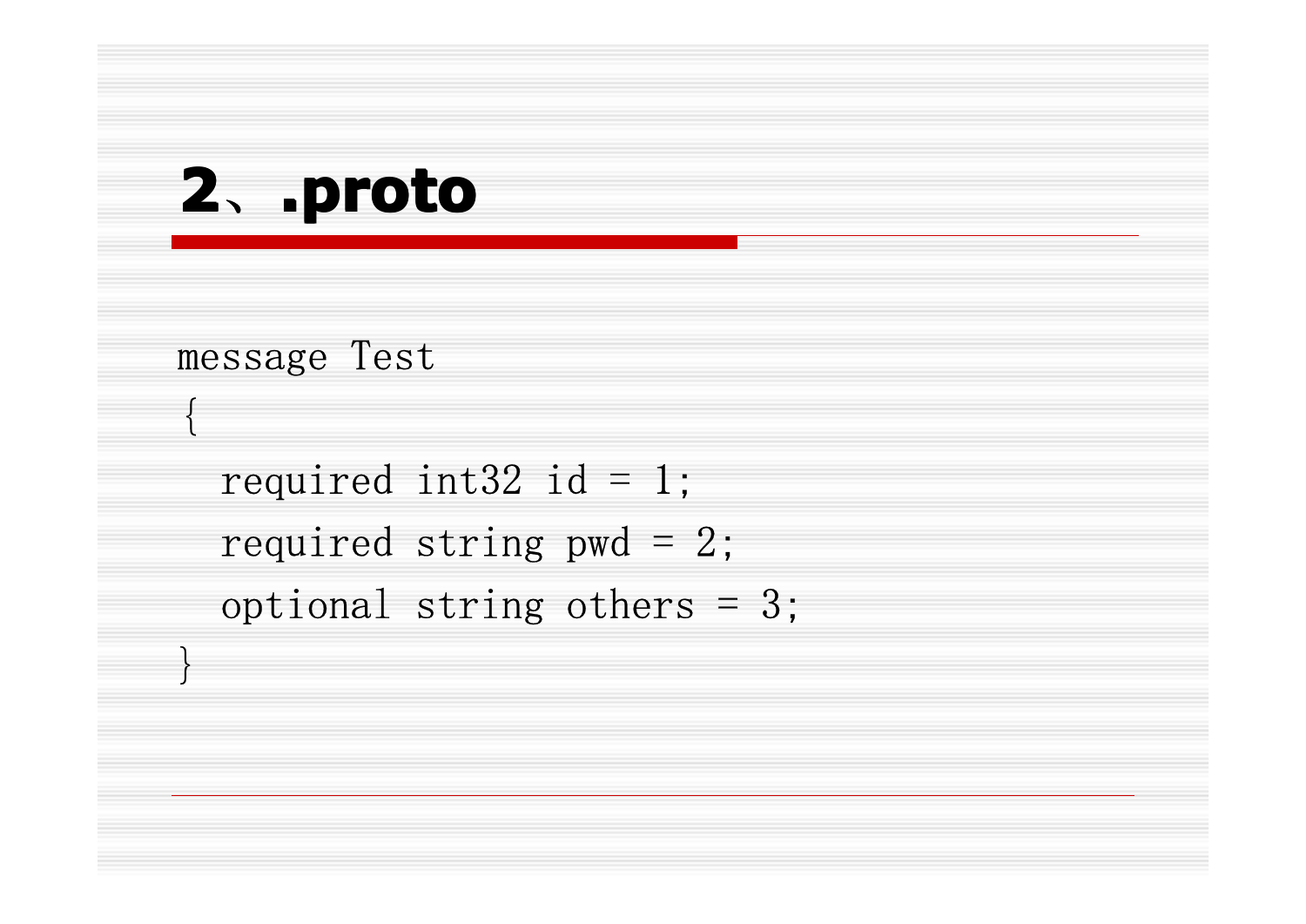# 2、.proto

```
message Test
{
  required int32 id = 1;
  required string pwd = 2;
  optional string others = 3;
}
```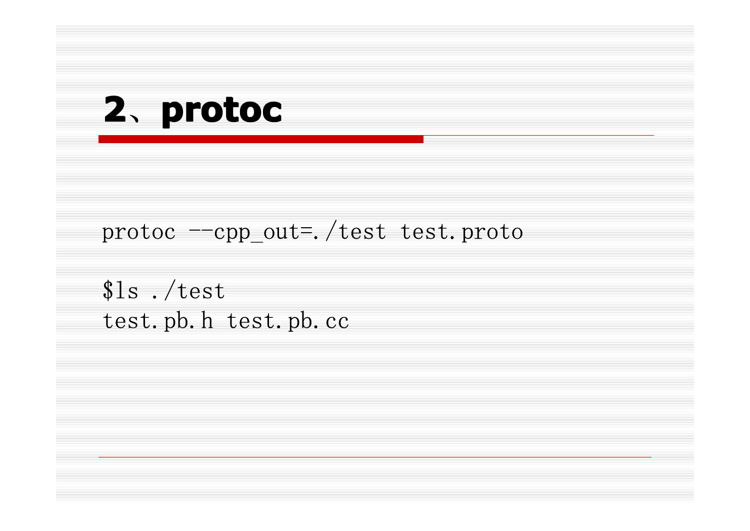# 2、protoc

```
protoc --cpp_out=./test test.proto
```

```
$ls ./test
test.pb.h test.pb.cc
```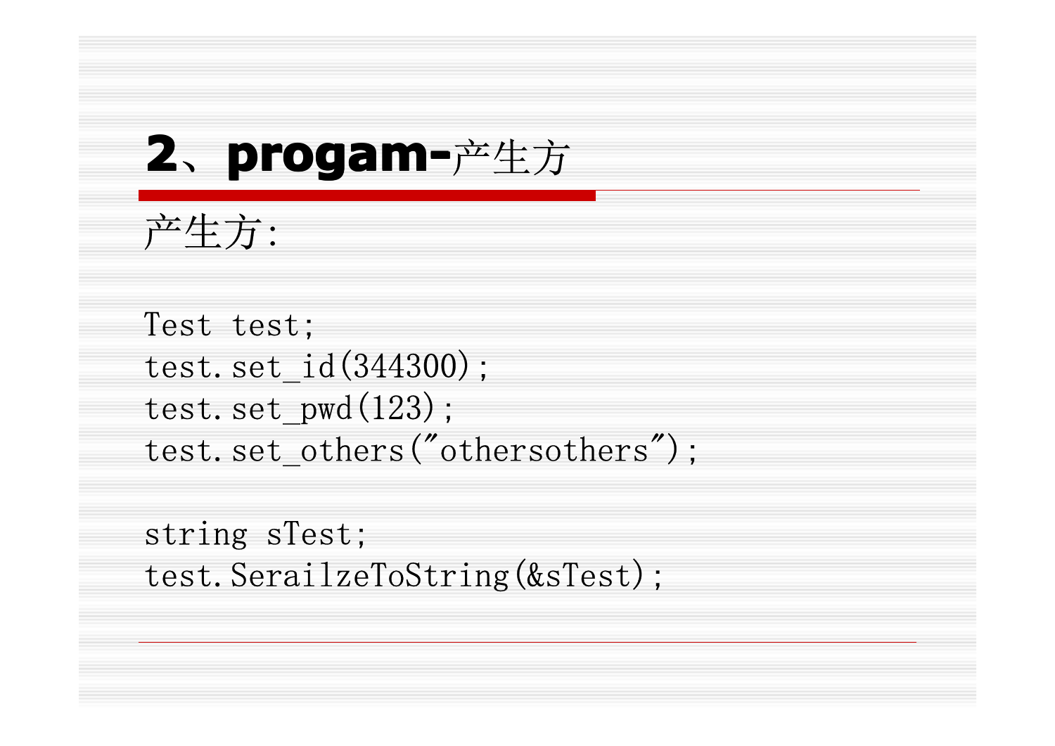# 2、progam-产生方

产生方:

```
Test test;
test.set_id(344300);
test.set_pwd(123);
test.set_others("othersothers");

string sTest;
test.SerailzeToString(&sTest);
```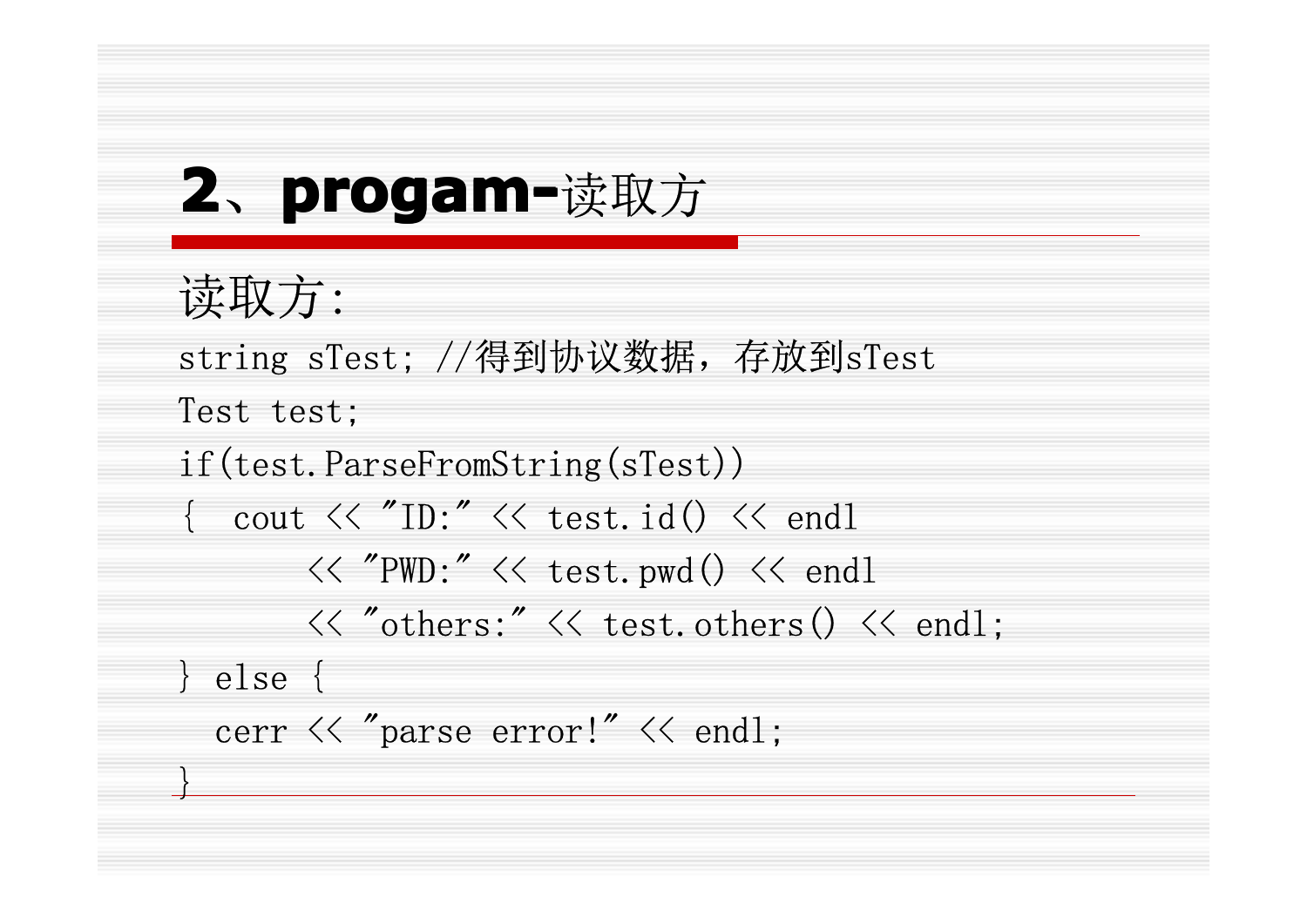## 2、progam-读取方

读取方:

```
string sTest; //得到协议数据，存放到sTest
Test test;
if(test.ParseFromString(sTest))
{  cout << "ID:" << test.id() << endl
       << "PWD:" << test.pwd() << endl
       << "others:" << test.others() << endl;
} else {
  cerr << "parse error!" << endl;
}
```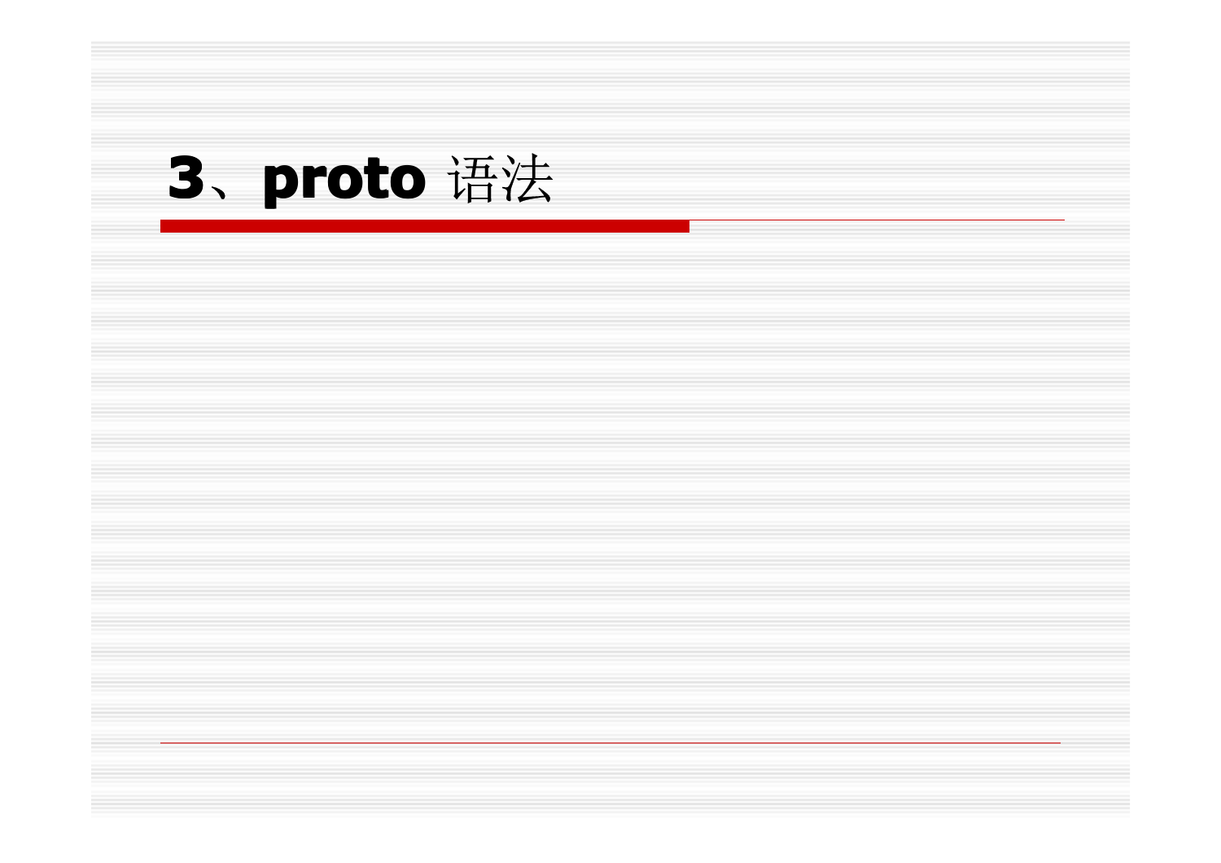# 3、proto 语法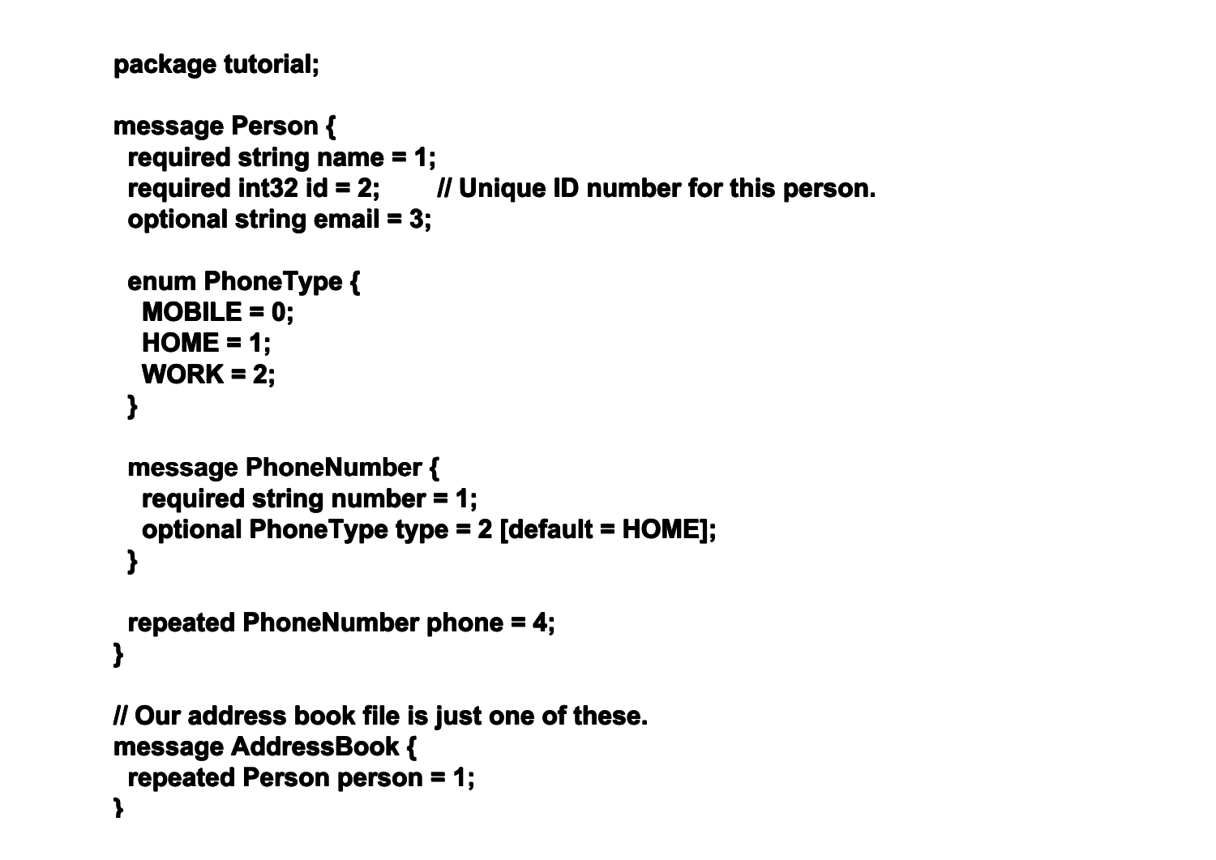```
package tutorial;

message Person {
  required string name = 1;
  required int32 id = 2;        // Unique ID number for this person.
  optional string email = 3;

  enum PhoneType {
    MOBILE = 0;
    HOME = 1;
    WORK = 2;
  }

  message PhoneNumber {
    required string number = 1;
    optional PhoneType type = 2 [default = HOME];
  }

  repeated PhoneNumber phone = 4;
}

// Our address book file is just one of these.
message AddressBook {
  repeated Person person = 1;
}
```